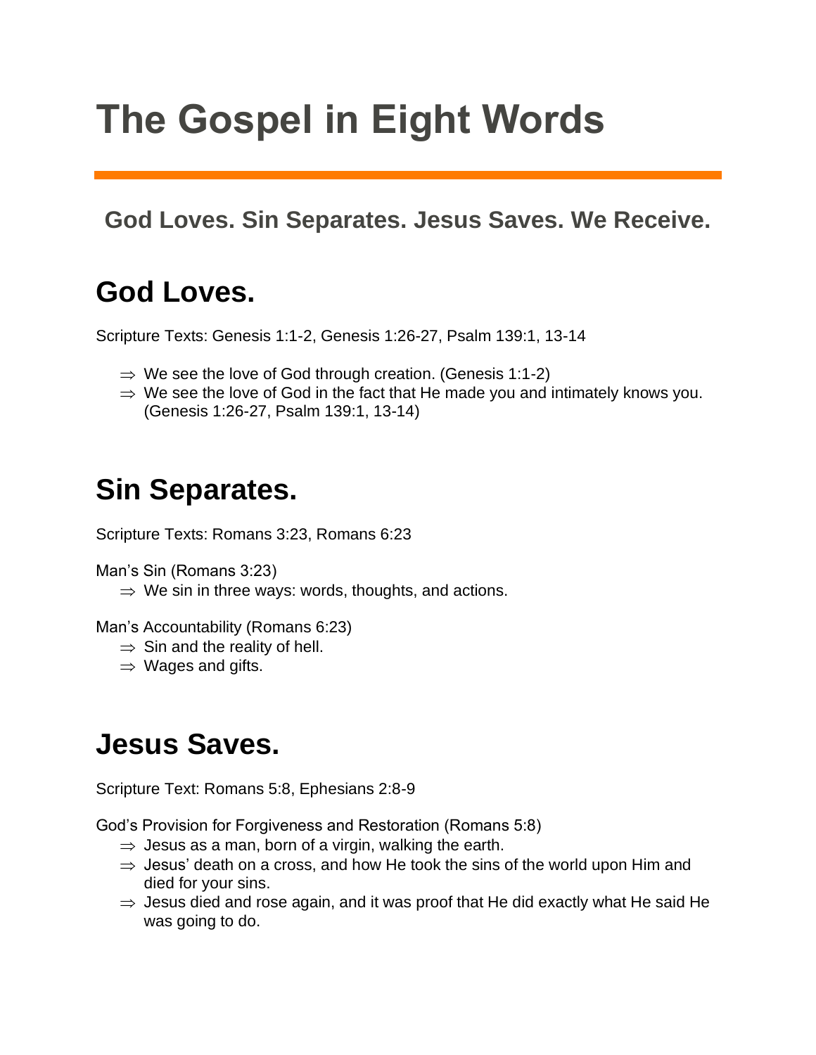# The Gospel in Eight Words

### God Loves. Sin Separates. Jesus Saves. We Receive.

## God Loves.

Scripture Texts: Genesis 1:1-2, Genesis 1:26-27, Psalm 139:1, 13-14

- ⇒ We see the love of God through creation. (Genesis 1:1-2)
- ⇒ We see the love of God in the fact that He made you and intimately knows you. (Genesis 1:26-27, Psalm 139:1, 13-14)

## Sin Separates.

Scripture Texts: Romans 3:23, Romans 6:23

Man's Sin (Romans 3:23)

- ⇒ We sin in three ways: words, thoughts, and actions.

Man's Accountability (Romans 6:23)

- ⇒ Sin and the reality of hell.
- ⇒ Wages and gifts.

## Jesus Saves.

Scripture Text: Romans 5:8, Ephesians 2:8-9

God's Provision for Forgiveness and Restoration (Romans 5:8)

- ⇒ Jesus as a man, born of a virgin, walking the earth.
- ⇒ Jesus' death on a cross, and how He took the sins of the world upon Him and died for your sins.
- ⇒ Jesus died and rose again, and it was proof that He did exactly what He said He was going to do.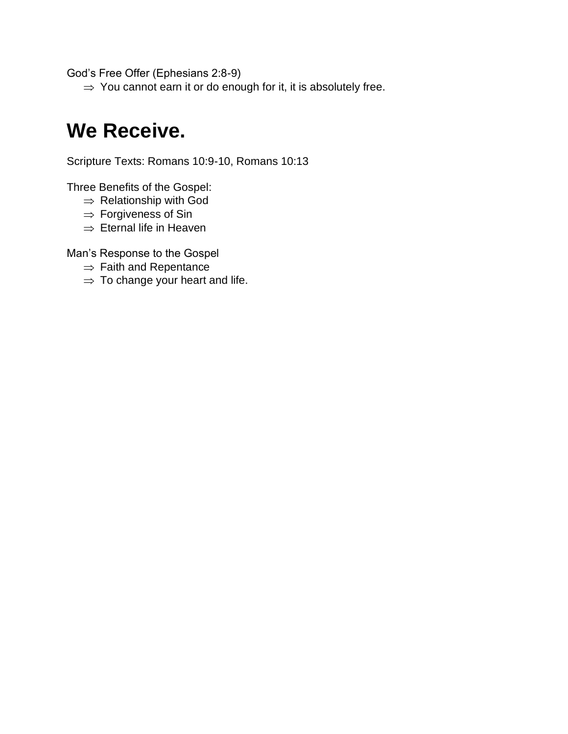God's Free Offer (Ephesians 2:8-9)

- ⇒ You cannot earn it or do enough for it, it is absolutely free.

# We Receive.

Scripture Texts: Romans 10:9-10, Romans 10:13

Three Benefits of the Gospel:

- ⇒ Relationship with God
- ⇒ Forgiveness of Sin
- ⇒ Eternal life in Heaven

Man's Response to the Gospel

- ⇒ Faith and Repentance
- ⇒ To change your heart and life.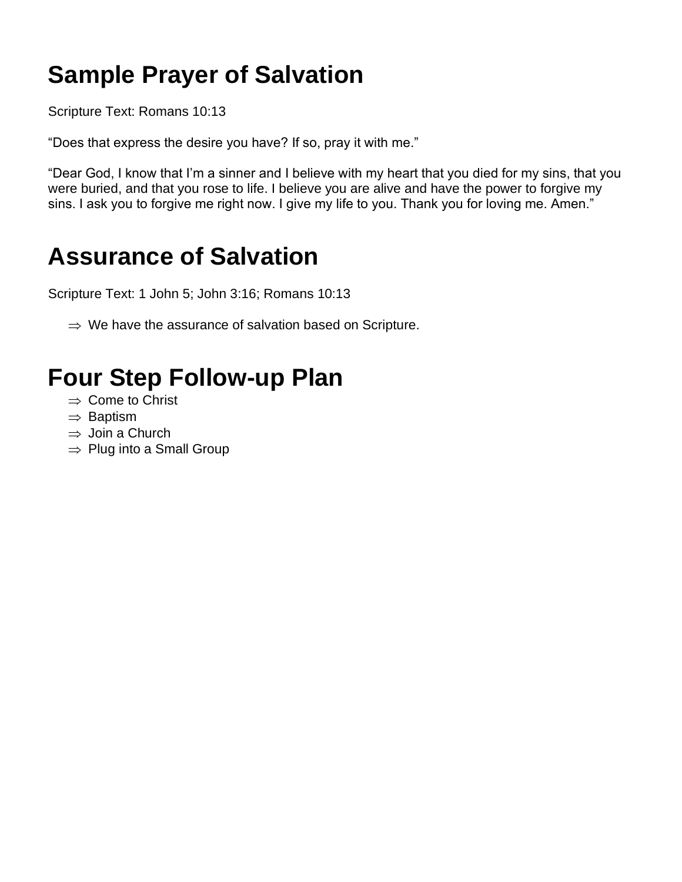# Sample Prayer of Salvation

Scripture Text: Romans 10:13

"Does that express the desire you have? If so, pray it with me."

"Dear God, I know that I'm a sinner and I believe with my heart that you died for my sins, that you were buried, and that you rose to life. I believe you are alive and have the power to forgive my sins. I ask you to forgive me right now. I give my life to you. Thank you for loving me. Amen."

# Assurance of Salvation

Scripture Text: 1 John 5; John 3:16; Romans 10:13

- ⇒ We have the assurance of salvation based on Scripture.

# Four Step Follow-up Plan

- ⇒ Come to Christ
- ⇒ Baptism
- ⇒ Join a Church
- ⇒ Plug into a Small Group